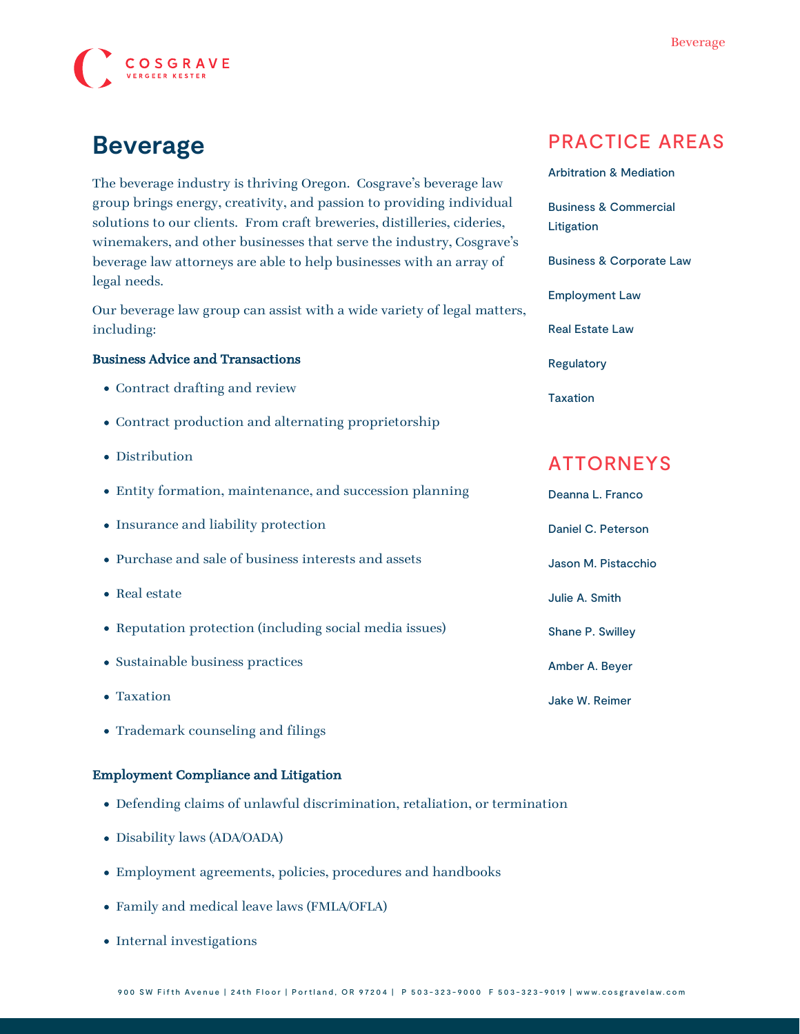# Beverage

The beverage industry is thriving Oregon. Cosgrave's beverage law group brings energy, creativity, and passion to providing individual solutions to our clients. From craft breweries, distilleries, cideries, winemakers, and other businesses that serve the industry, Cosgrave's beverage law attorneys are able to help businesses with an array of legal needs.

Our beverage law group can assist with a wide variety of legal matters, including:

**Business Advice and Transactions**

- Contract drafting and review
- Contract production and alternating proprietorship
- Distribution
- Entity formation, maintenance, and succession planning
- Insurance and liability protection
- Purchase and sale of business interests and assets
- Real estate
- Reputation protection (including social media issues)
- Sustainable business practices
- Taxation
- Trademark counseling and filings

**Employment Compliance and Litigation**

- Defending claims of unlawful discrimination, retaliation, or termination
- Disability laws (ADA/OADA)
- Employment agreements, policies, procedures and handbooks
- Family and medical leave laws (FMLA/OFLA)
- Internal investigations

## PRACTICE AREAS

- Arbitration & Mediation
- Business & Commercial Litigation
- Business & Corporate Law
- Employment Law
- Real Estate Law
- Regulatory
- Taxation

## ATTORNEYS

- Deanna L. Franco
- Daniel C. Peterson
- Jason M. Pistacchio
- Julie A. Smith
- Shane P. Swilley
- Amber A. Beyer
- Jake W. Reimer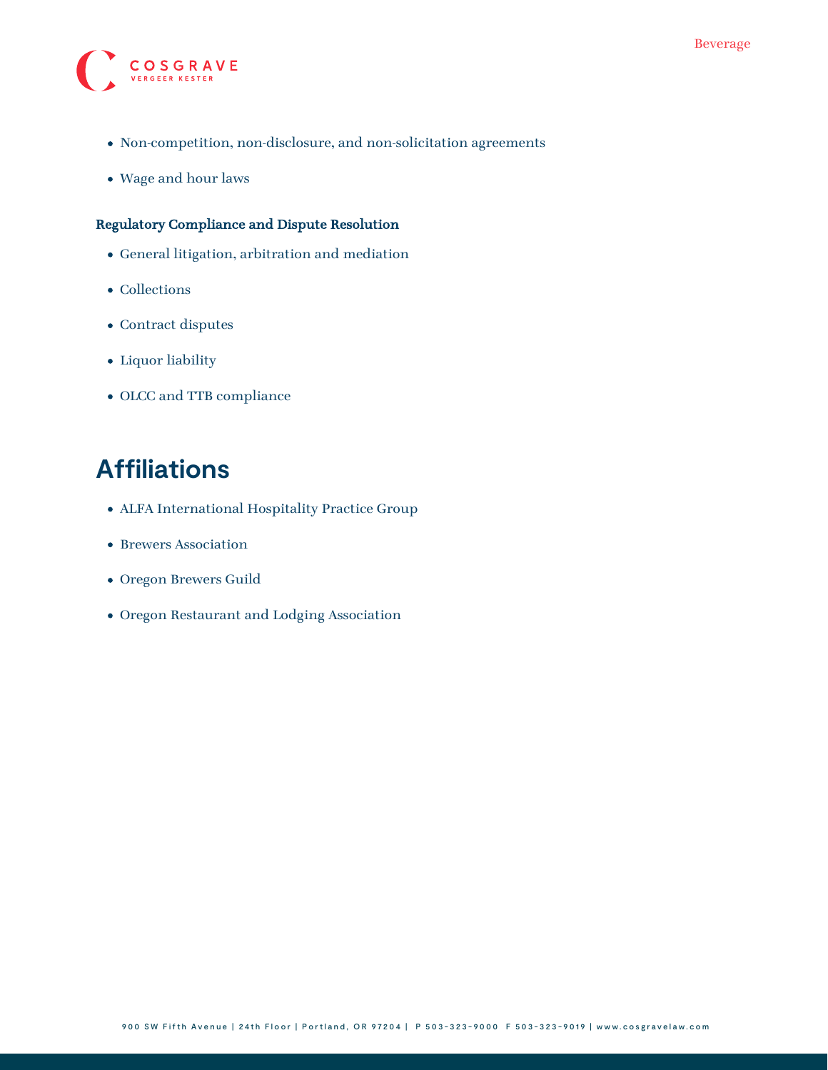- Non-competition, non-disclosure, and non-solicitation agreements
- Wage and hour laws

### Regulatory Compliance and Dispute Resolution

- General litigation, arbitration and mediation
- Collections
- Contract disputes
- Liquor liability
- OLCC and TTB compliance

## Affiliations

- ALFA International Hospitality Practice Group
- Brewers Association
- Oregon Brewers Guild
- Oregon Restaurant and Lodging Association